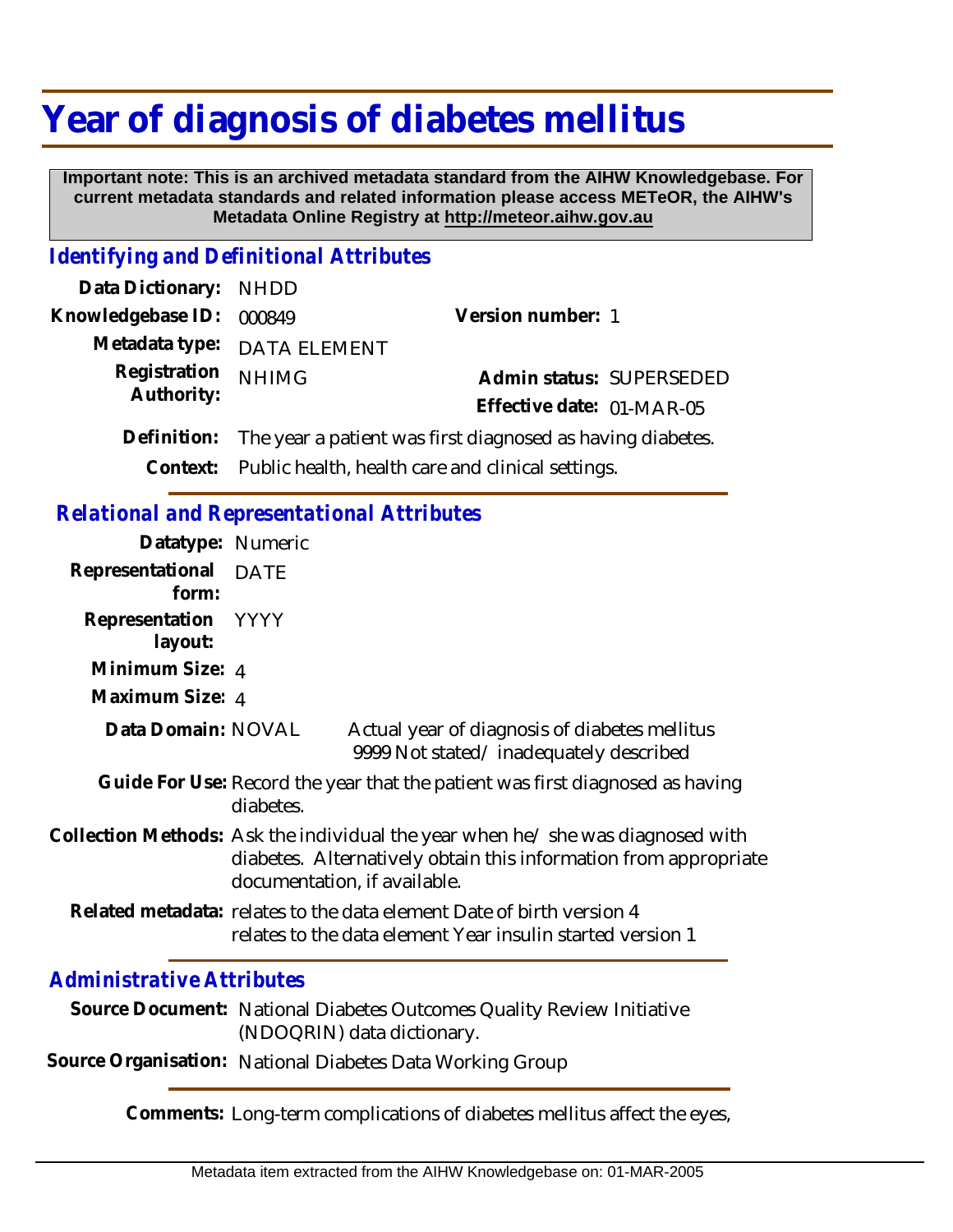# Year of diagnosis of diabetes mellitus

**Important note: This is an archived metadata standard from the AIHW Knowledgebase. For current metadata standards and related information please access METeOR, the AIHW's Metadata Online Registry at http://meteor.aihw.gov.au**

## Identifying and Definitional Attributes

**Data Dictionary:** NHDD

**Knowledgebase ID:** 000849

**Version number:** 1

**Metadata type:** DATA ELEMENT

**Registration Authority:** NHIMG

**Admin status:** SUPERSEDED

**Effective date:** 01-MAR-05

**Definition:** The year a patient was first diagnosed as having diabetes.

**Context:** Public health, health care and clinical settings.

## Relational and Representational Attributes

**Datatype:** Numeric

**Representational form:** DATE

**Representation layout:** YYYY

**Minimum Size:** 4

**Maximum Size:** 4

**Data Domain:** NOVAL

Actual year of diagnosis of diabetes mellitus
9999 Not stated/ inadequately described

**Guide For Use:** Record the year that the patient was first diagnosed as having diabetes.

**Collection Methods:** Ask the individual the year when he/ she was diagnosed with diabetes. Alternatively obtain this information from appropriate documentation, if available.

**Related metadata:** relates to the data element Date of birth version 4
relates to the data element Year insulin started version 1

## Administrative Attributes

**Source Document:** National Diabetes Outcomes Quality Review Initiative (NDOQRIN) data dictionary.

**Source Organisation:** National Diabetes Data Working Group

**Comments:** Long-term complications of diabetes mellitus affect the eyes,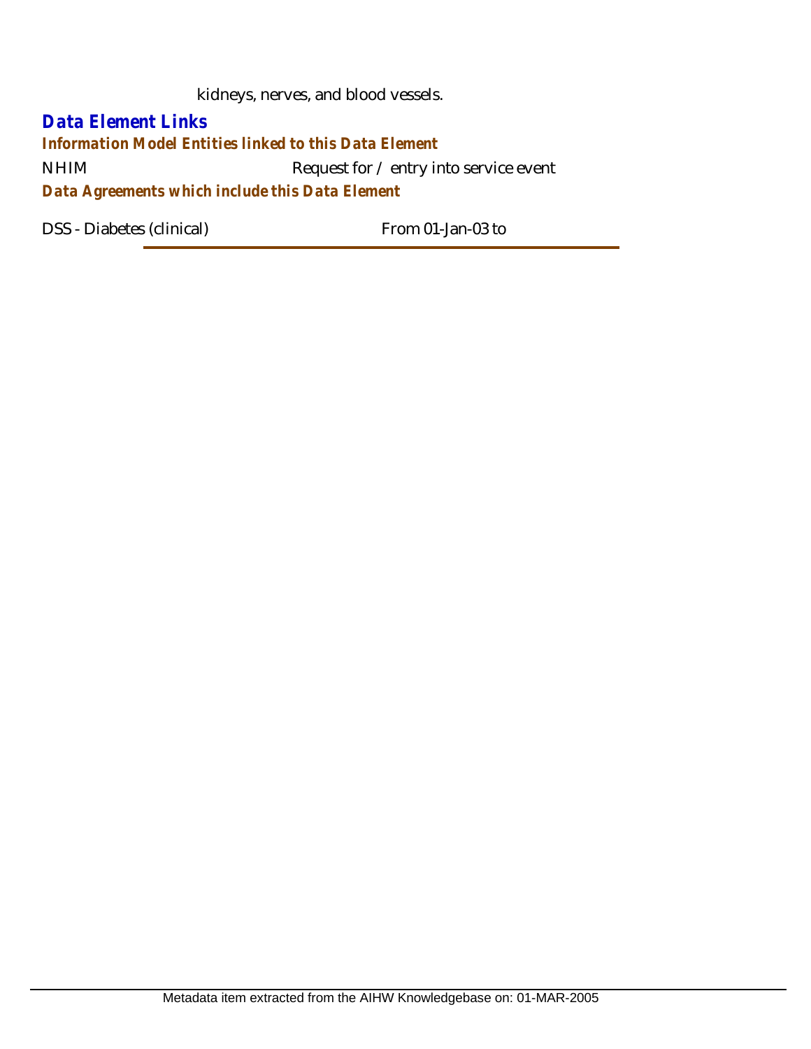kidneys, nerves, and blood vessels.

## Data Element Links

### Information Model Entities linked to this Data Element

NHIM — Request for / entry into service event

### Data Agreements which include this Data Element

DSS - Diabetes (clinical) — From 01-Jan-03 to